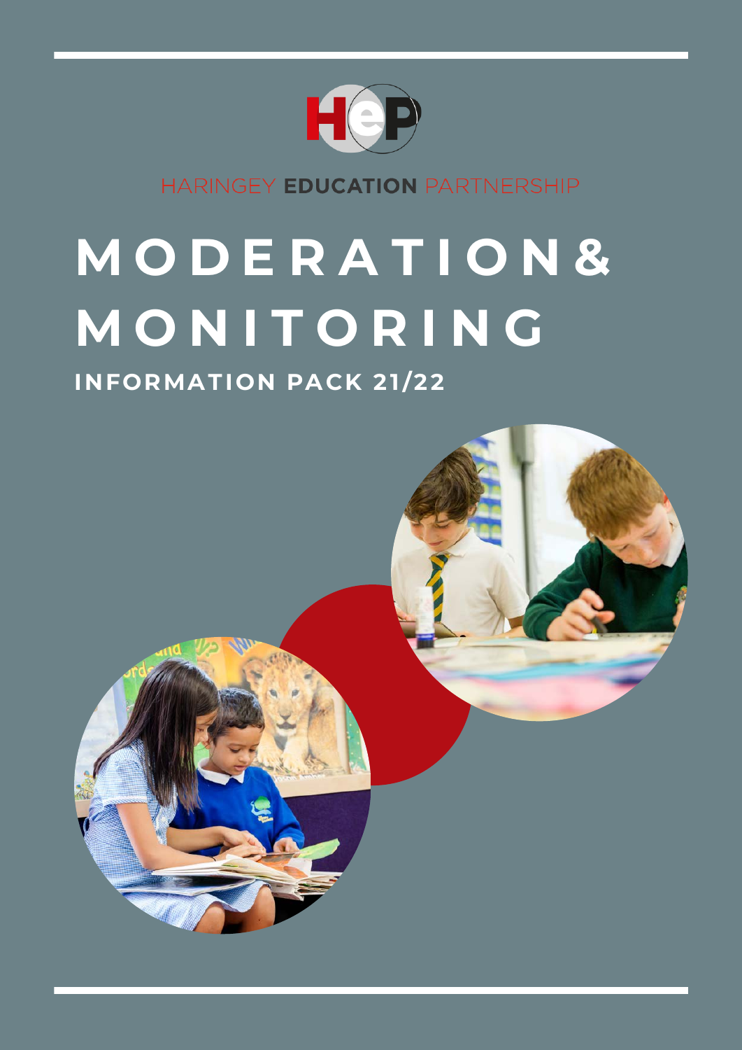HARINGEY **EDUCATION** PARTNERSHIP

# MODERATION & MONITORING

## INFORMATION PACK 21/22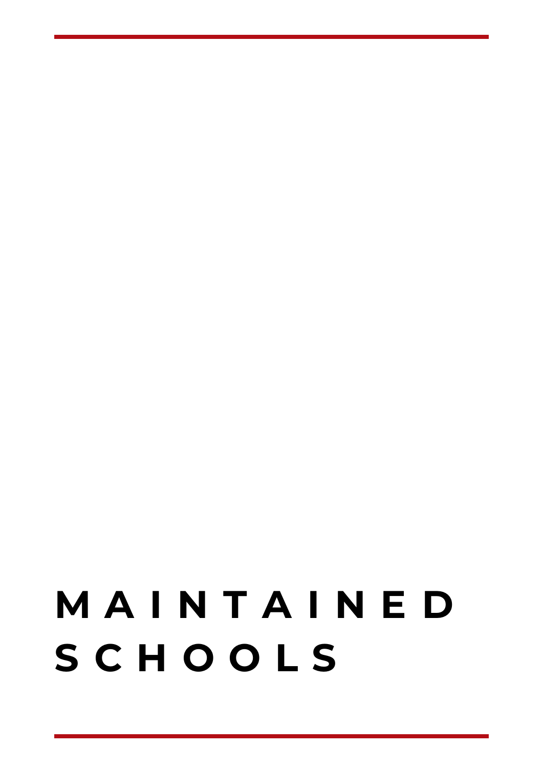# MAINTAINED SCHOOLS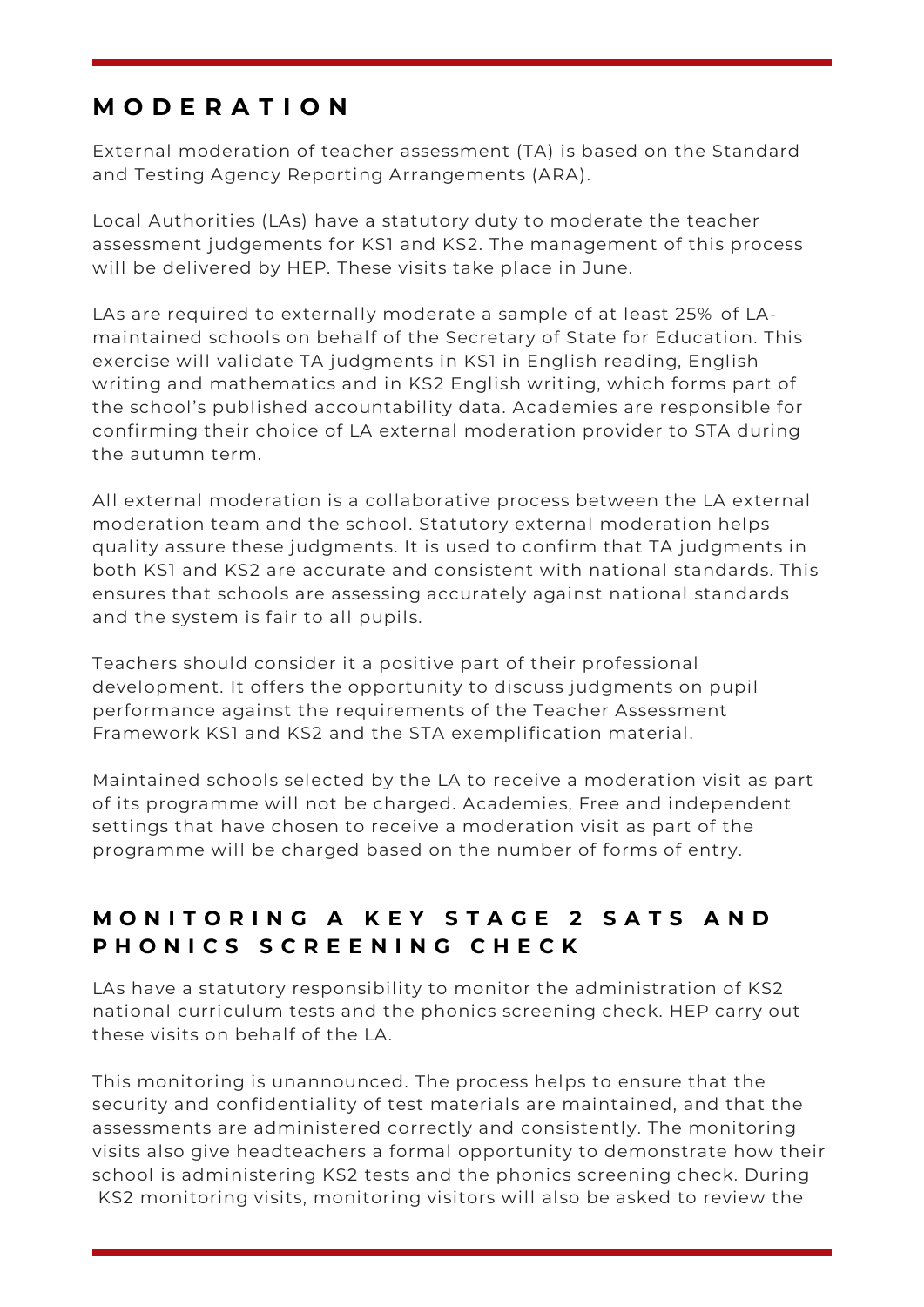## MODERATION

External moderation of teacher assessment (TA) is based on the Standard and Testing Agency Reporting Arrangements (ARA).

Local Authorities (LAs) have a statutory duty to moderate the teacher assessment judgements for KS1 and KS2. The management of this process will be delivered by HEP. These visits take place in June.

LAs are required to externally moderate a sample of at least 25% of LA-maintained schools on behalf of the Secretary of State for Education. This exercise will validate TA judgments in KS1 in English reading, English writing and mathematics and in KS2 English writing, which forms part of the school's published accountability data. Academies are responsible for confirming their choice of LA external moderation provider to STA during the autumn term.

All external moderation is a collaborative process between the LA external moderation team and the school. Statutory external moderation helps quality assure these judgments. It is used to confirm that TA judgments in both KS1 and KS2 are accurate and consistent with national standards. This ensures that schools are assessing accurately against national standards and the system is fair to all pupils.

Teachers should consider it a positive part of their professional development. It offers the opportunity to discuss judgments on pupil performance against the requirements of the Teacher Assessment Framework KS1 and KS2 and the STA exemplification material.

Maintained schools selected by the LA to receive a moderation visit as part of its programme will not be charged. Academies, Free and independent settings that have chosen to receive a moderation visit as part of the programme will be charged based on the number of forms of entry.

## MONITORING A KEY STAGE 2 SATS AND PHONICS SCREENING CHECK

LAs have a statutory responsibility to monitor the administration of KS2 national curriculum tests and the phonics screening check. HEP carry out these visits on behalf of the LA.

This monitoring is unannounced. The process helps to ensure that the security and confidentiality of test materials are maintained, and that the assessments are administered correctly and consistently. The monitoring visits also give headteachers a formal opportunity to demonstrate how their school is administering KS2 tests and the phonics screening check. During KS2 monitoring visits, monitoring visitors will also be asked to review the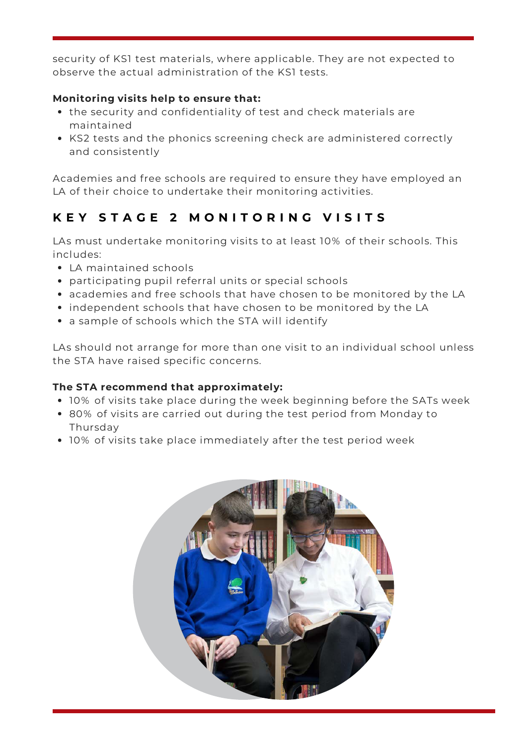security of KS1 test materials, where applicable. They are not expected to observe the actual administration of the KS1 tests.

**Monitoring visits help to ensure that:**

- the security and confidentiality of test and check materials are maintained
- KS2 tests and the phonics screening check are administered correctly and consistently

Academies and free schools are required to ensure they have employed an LA of their choice to undertake their monitoring activities.

## KEY STAGE 2 MONITORING VISITS

LAs must undertake monitoring visits to at least 10% of their schools. This includes:

- LA maintained schools
- participating pupil referral units or special schools
- academies and free schools that have chosen to be monitored by the LA
- independent schools that have chosen to be monitored by the LA
- a sample of schools which the STA will identify

LAs should not arrange for more than one visit to an individual school unless the STA have raised specific concerns.

**The STA recommend that approximately:**

- 10% of visits take place during the week beginning before the SATs week
- 80% of visits are carried out during the test period from Monday to Thursday
- 10% of visits take place immediately after the test period week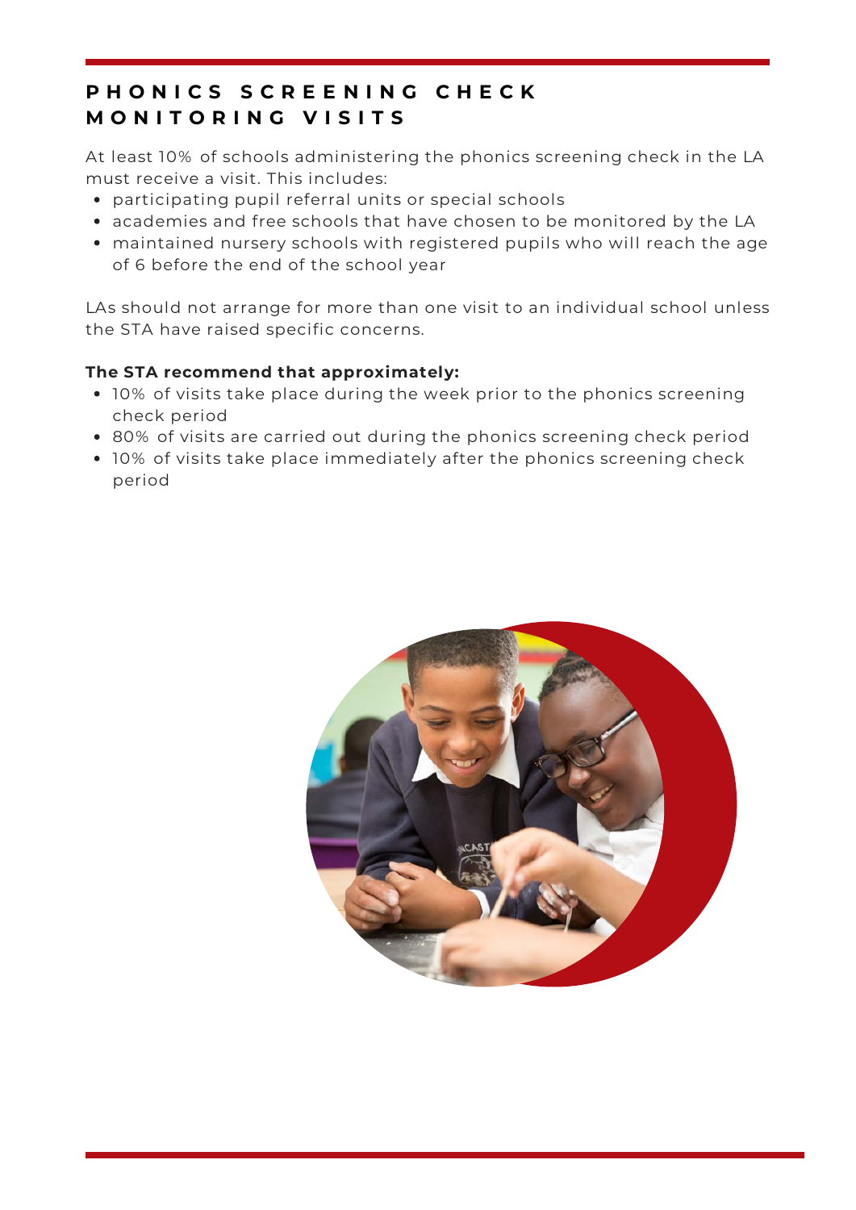## PHONICS SCREENING CHECK MONITORING VISITS

At least 10% of schools administering the phonics screening check in the LA must receive a visit. This includes:

- participating pupil referral units or special schools
- academies and free schools that have chosen to be monitored by the LA
- maintained nursery schools with registered pupils who will reach the age of 6 before the end of the school year

LAs should not arrange for more than one visit to an individual school unless the STA have raised specific concerns.

**The STA recommend that approximately:**

- 10% of visits take place during the week prior to the phonics screening check period
- 80% of visits are carried out during the phonics screening check period
- 10% of visits take place immediately after the phonics screening check period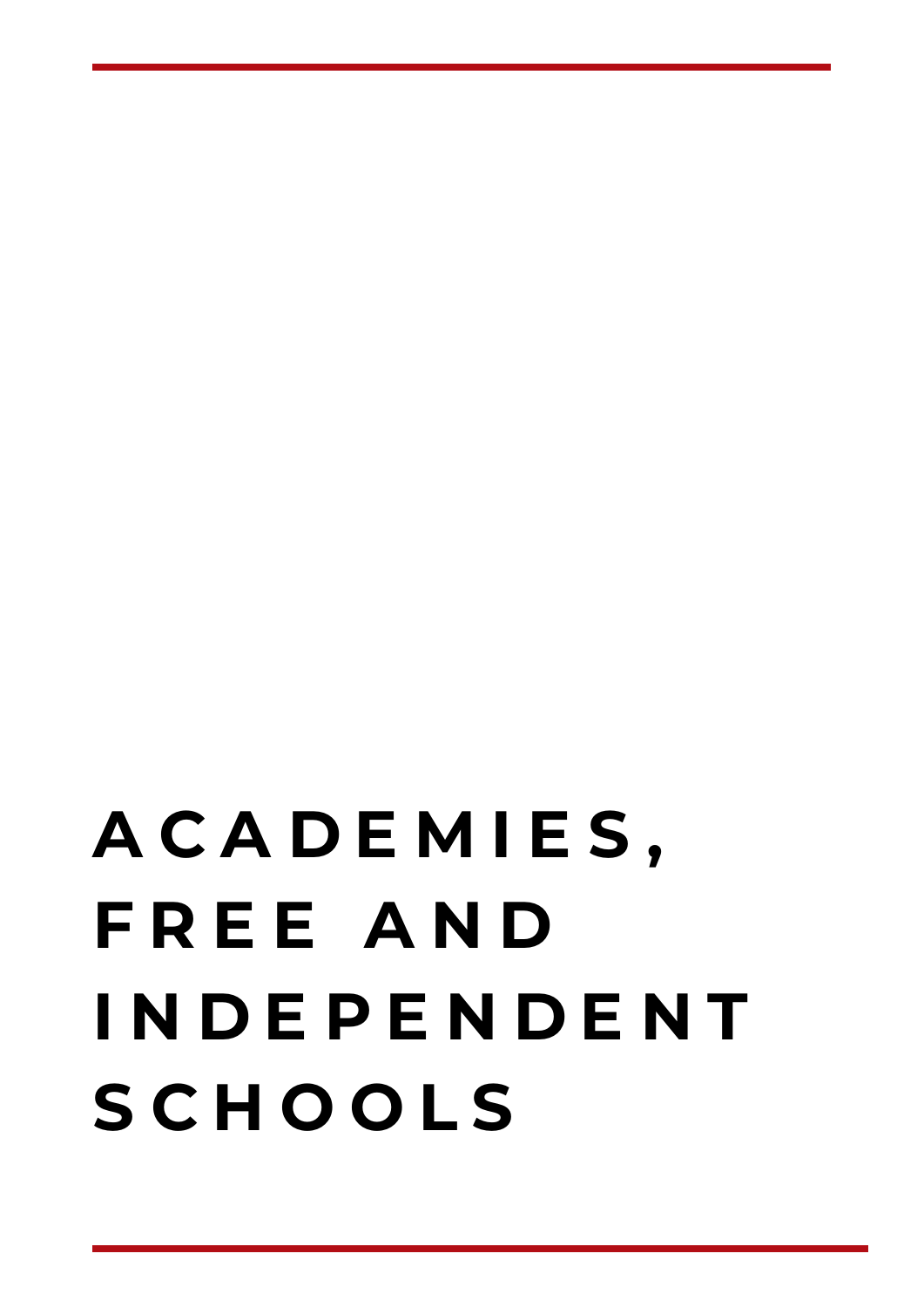# ACADEMIES, FREE AND INDEPENDENT SCHOOLS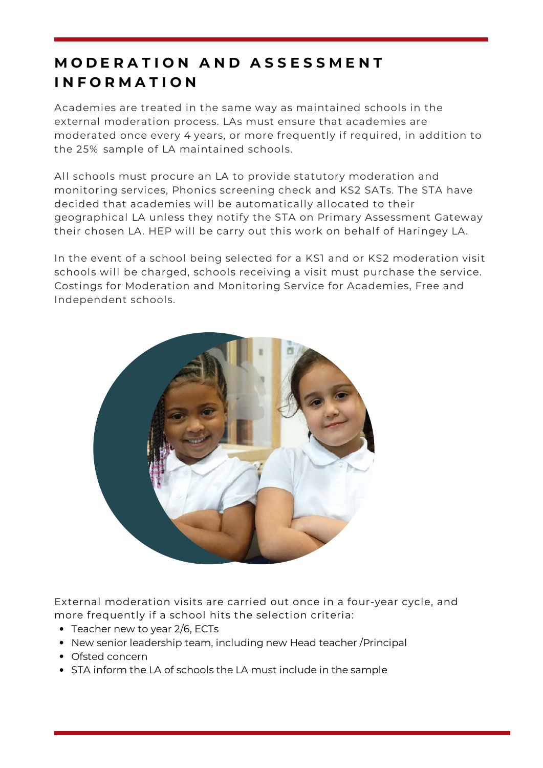## MODERATION AND ASSESSMENT INFORMATION

Academies are treated in the same way as maintained schools in the external moderation process. LAs must ensure that academies are moderated once every 4 years, or more frequently if required, in addition to the 25% sample of LA maintained schools.

All schools must procure an LA to provide statutory moderation and monitoring services, Phonics screening check and KS2 SATs. The STA have decided that academies will be automatically allocated to their geographical LA unless they notify the STA on Primary Assessment Gateway their chosen LA. HEP will be carry out this work on behalf of Haringey LA.

In the event of a school being selected for a KS1 and or KS2 moderation visit schools will be charged, schools receiving a visit must purchase the service. Costings for Moderation and Monitoring Service for Academies, Free and Independent schools.

External moderation visits are carried out once in a four-year cycle, and more frequently if a school hits the selection criteria:

- Teacher new to year 2/6, ECTs
- New senior leadership team, including new Head teacher /Principal
- Ofsted concern
- STA inform the LA of schools the LA must include in the sample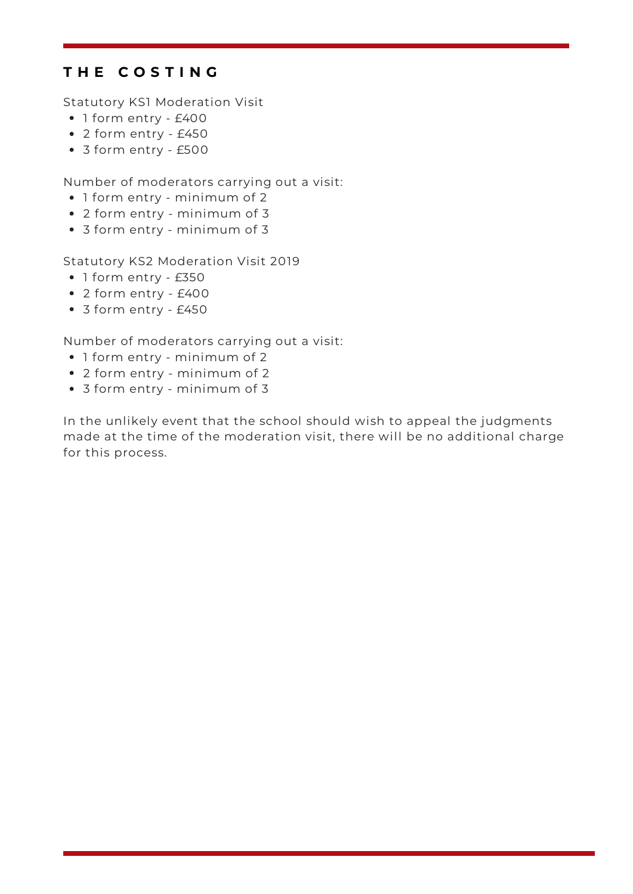## THE COSTING

Statutory KS1 Moderation Visit

- 1 form entry - £400
- 2 form entry - £450
- 3 form entry - £500

Number of moderators carrying out a visit:

- 1 form entry - minimum of 2
- 2 form entry - minimum of 3
- 3 form entry - minimum of 3

Statutory KS2 Moderation Visit 2019

- 1 form entry - £350
- 2 form entry - £400
- 3 form entry - £450

Number of moderators carrying out a visit:

- 1 form entry - minimum of 2
- 2 form entry - minimum of 2
- 3 form entry - minimum of 3

In the unlikely event that the school should wish to appeal the judgments made at the time of the moderation visit, there will be no additional charge for this process.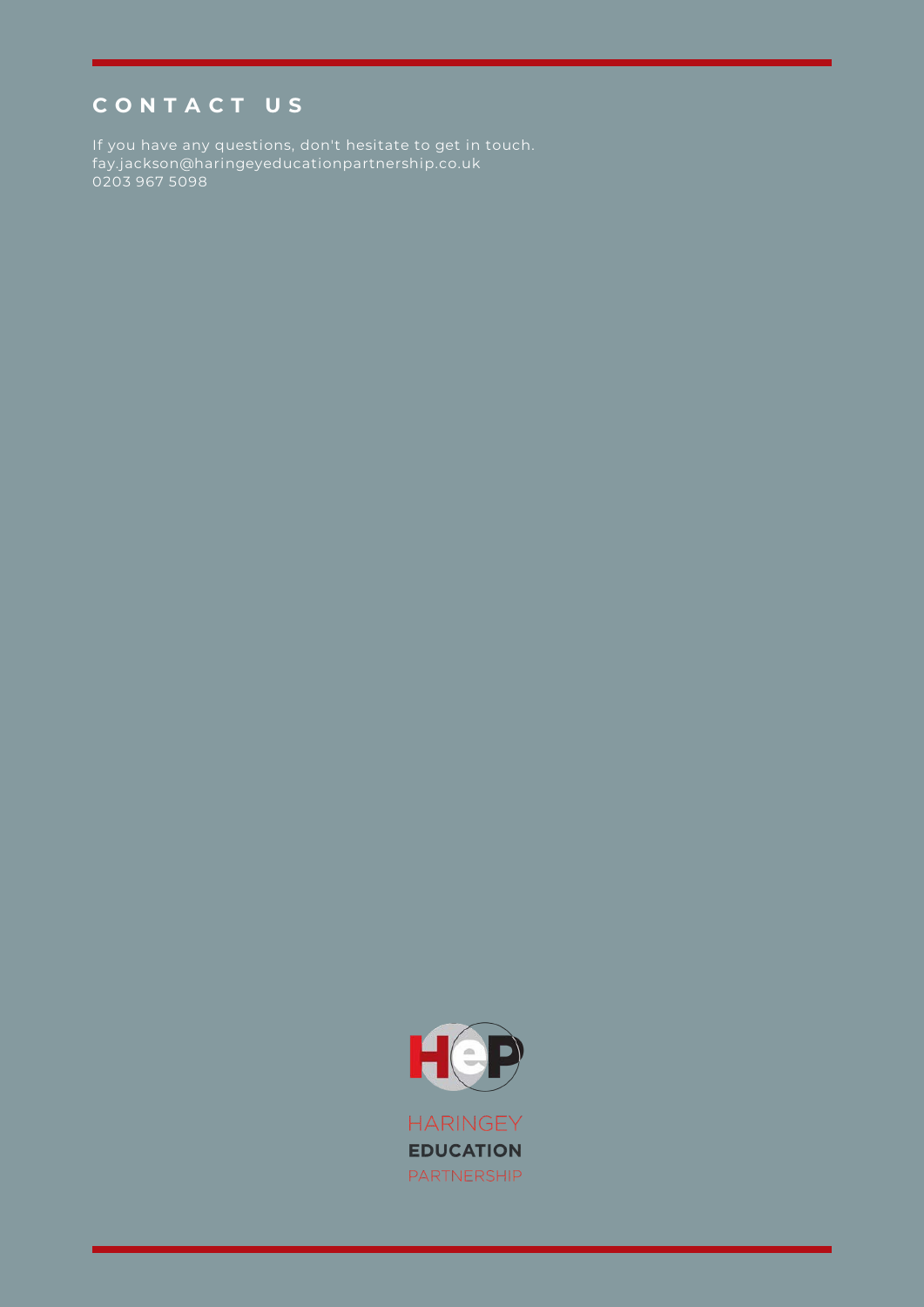## CONTACT US

If you have any questions, don't hesitate to get in touch.
fay.jackson@haringeyeducationpartnership.co.uk
0203 967 5098

HARINGEY
EDUCATION
PARTNERSHIP